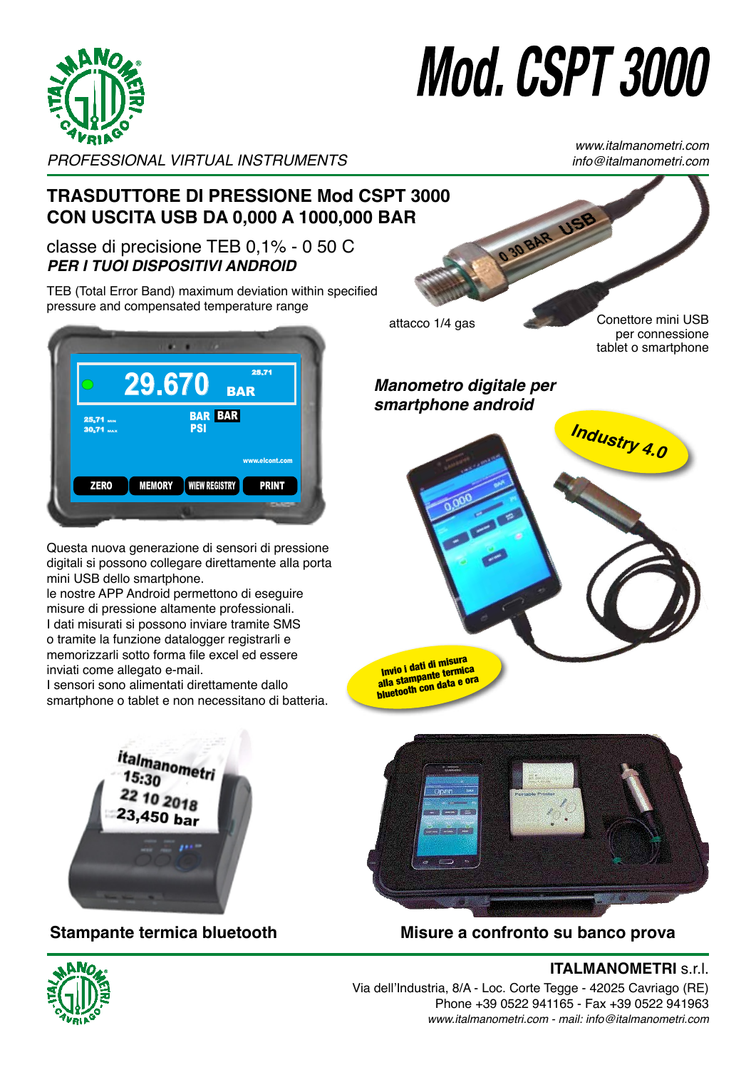# Mod. CSPT 3000

PROFESSIONAL VIRTUAL INSTRUMENTS

www.italmanometri.com
info@italmanometri.com

## TRASDUTTORE DI PRESSIONE Mod CSPT 3000 CON USCITA USB DA 0,000 A 1000,000 BAR

classe di precisione TEB 0,1% - 0 50 C

***PER I TUOI DISPOSITIVI ANDROID***

TEB (Total Error Band) maximum deviation within specified pressure and compensated temperature range

attacco 1/4 gas

Conettore mini USB per connessione tablet o smartphone

***Manometro digitale per smartphone android***

**Industry 4.0**

Questa nuova generazione di sensori di pressione digitali si possono collegare direttamente alla porta mini USB dello smartphone.
le nostre APP Android permettono di eseguire misure di pressione altamente professionali.
I dati misurati si possono inviare tramite SMS o tramite la funzione datalogger registrarli e memorizzarli sotto forma file excel ed essere inviati come allegato e-mail.
I sensori sono alimentati direttamente dallo smartphone o tablet e non necessitano di batteria.

**Invio i dati di misura alla stampante termica bluetooth con data e ora**

**Stampante termica bluetooth**

**Misure a confronto su banco prova**

**ITALMANOMETRI** s.r.l.
Via dell'Industria, 8/A - Loc. Corte Tegge - 42025 Cavriago (RE)
Phone +39 0522 941165 - Fax +39 0522 941963
www.italmanometri.com - mail: info@italmanometri.com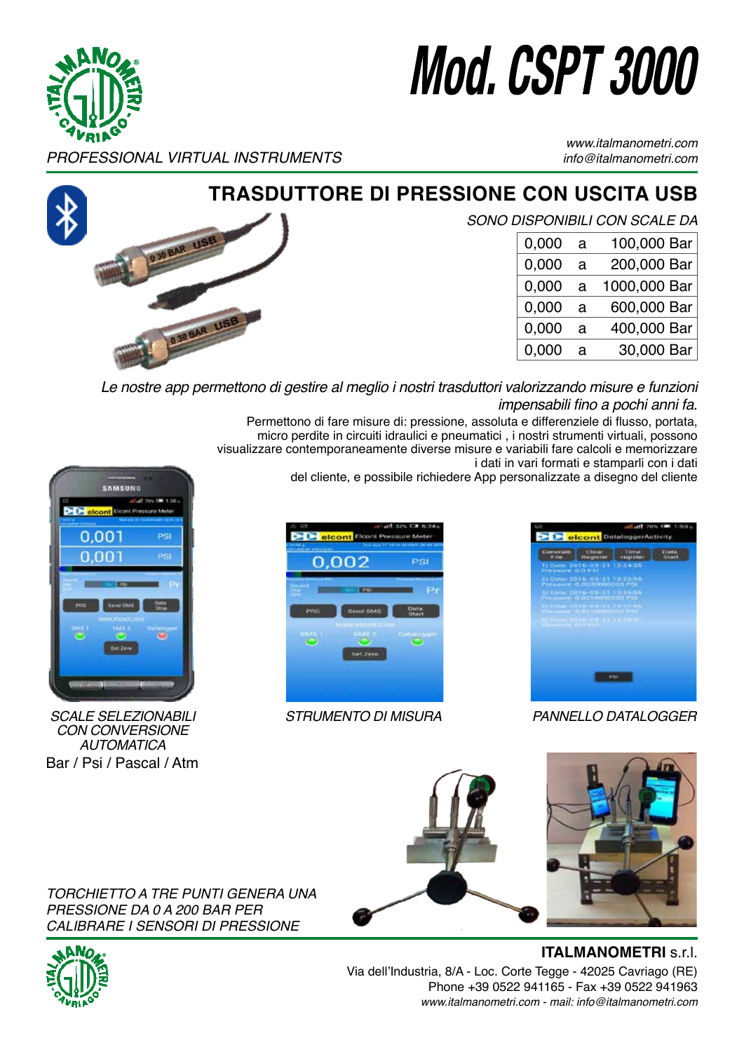# Mod. CSPT 3000

PROFESSIONAL VIRTUAL INSTRUMENTS

www.italmanometri.com
info@italmanometri.com

## TRASDUTTORE DI PRESSIONE CON USCITA USB

*SONO DISPONIBILI CON SCALE DA*

| | | |
|---|---|---|
| 0,000 | a | 100,000 Bar |
| 0,000 | a | 200,000 Bar |
| 0,000 | a | 1000,000 Bar |
| 0,000 | a | 600,000 Bar |
| 0,000 | a | 400,000 Bar |
| 0,000 | a | 30,000 Bar |

*Le nostre app permettono di gestire al meglio i nostri trasduttori valorizzando misure e funzioni impensabili fino a pochi anni fa.*

Permettono di fare misure di: pressione, assoluta e differenziele di flusso, portata, micro perdite in circuiti idraulici e pneumatici , i nostri strumenti virtuali, possono visualizzare contemporaneamente diverse misure e variabili fare calcoli e memorizzare i dati in vari formati e stamparli con i dati del cliente, e possibile richiedere App personalizzate a disegno del cliente

*SCALE SELEZIONABILI CON CONVERSIONE AUTOMATICA*
Bar / Psi / Pascal / Atm

*STRUMENTO DI MISURA*

*PANNELLO DATALOGGER*

*TORCHIETTO A TRE PUNTI GENERA UNA PRESSIONE DA 0 A 200 BAR PER CALIBRARE I SENSORI DI PRESSIONE*

**ITALMANOMETRI** s.r.l.
Via dell'Industria, 8/A - Loc. Corte Tegge - 42025 Cavriago (RE)
Phone +39 0522 941165 - Fax +39 0522 941963
*www.italmanometri.com - mail: info@italmanometri.com*